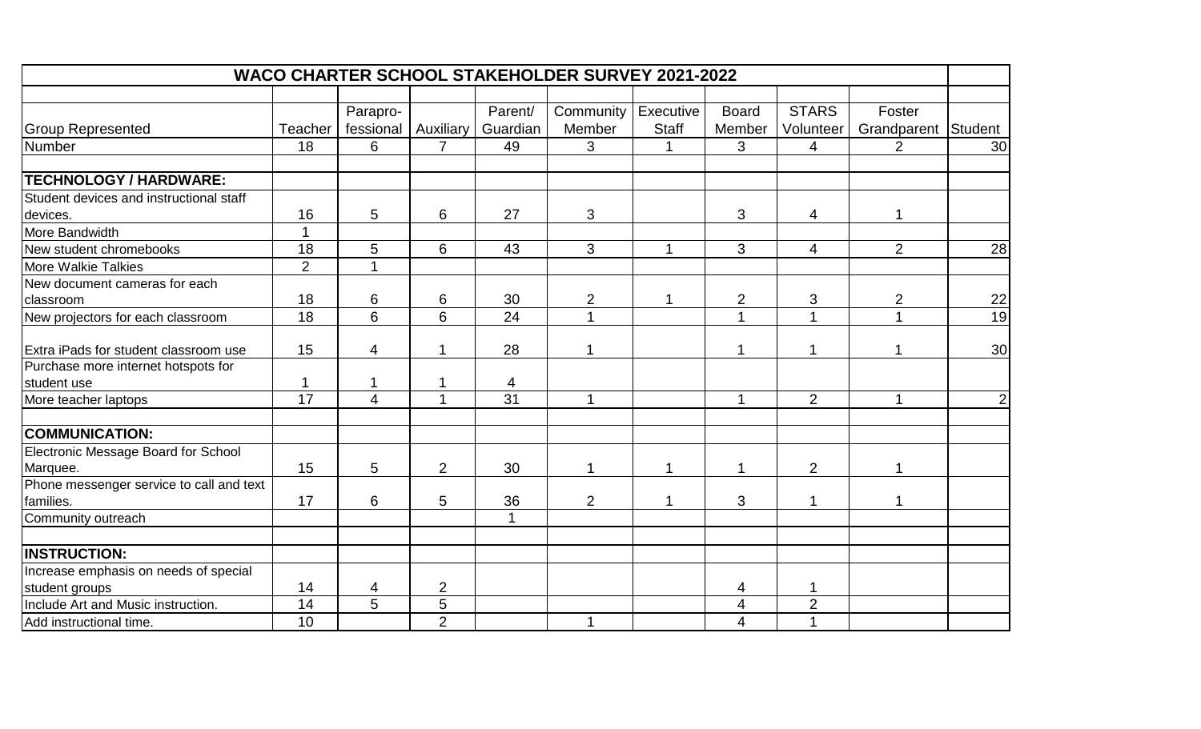| WACO CHARTER SCHOOL STAKEHOLDER SURVEY 2021-2022 | | | | | | | | | | |
|---|---|---|---|---|---|---|---|---|---|---|
| | | | | | | | | | | |
| Group Represented | Teacher | Parapro-fessional | Auxiliary | Parent/ Guardian | Community Member | Executive Staff | Board Member | STARS Volunteer | Foster Grandparent | Student |
| Number | 18 | 6 | 7 | 49 | 3 | 1 | 3 | 4 | 2 | 30 |
| | | | | | | | | | | |
| **TECHNOLOGY / HARDWARE:** | | | | | | | | | | |
| Student devices and instructional staff devices. | 16 | 5 | 6 | 27 | 3 | | 3 | 4 | 1 | |
| More Bandwidth | 1 | | | | | | | | | |
| New student chromebooks | 18 | 5 | 6 | 43 | 3 | 1 | 3 | 4 | 2 | 28 |
| More Walkie Talkies | 2 | 1 | | | | | | | | |
| New document cameras for each classroom | 18 | 6 | 6 | 30 | 2 | 1 | 2 | 3 | 2 | 22 |
| New projectors for each classroom | 18 | 6 | 6 | 24 | 1 | | 1 | 1 | 1 | 19 |
| Extra iPads for student classroom use | 15 | 4 | 1 | 28 | 1 | | 1 | 1 | 1 | 30 |
| Purchase more internet hotspots for student use | 1 | 1 | 1 | 4 | | | | | | |
| More teacher laptops | 17 | 4 | 1 | 31 | 1 | | 1 | 2 | 1 | 2 |
| | | | | | | | | | | |
| **COMMUNICATION:** | | | | | | | | | | |
| Electronic Message Board for School Marquee. | 15 | 5 | 2 | 30 | 1 | 1 | 1 | 2 | 1 | |
| Phone messenger service to call and text families. | 17 | 6 | 5 | 36 | 2 | 1 | 3 | 1 | 1 | |
| Community outreach | | | | 1 | | | | | | |
| | | | | | | | | | | |
| **INSTRUCTION:** | | | | | | | | | | |
| Increase emphasis on needs of special student groups | 14 | 4 | 2 | | | | 4 | 1 | | |
| Include Art and Music instruction. | 14 | 5 | 5 | | | | 4 | 2 | | |
| Add instructional time. | 10 | | 2 | | 1 | | 4 | 1 | | |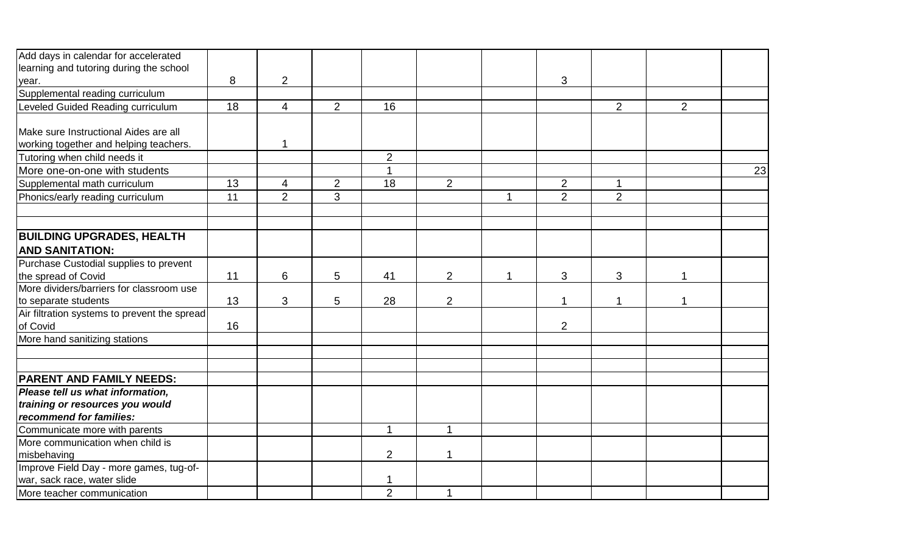| | | | | | | | | | | |
|---|---|---|---|---|---|---|---|---|---|---|
| Add days in calendar for accelerated learning and tutoring during the school year. | 8 | 2 | | | | | 3 | | | |
| Supplemental reading curriculum | | | | | | | | | | |
| Leveled Guided Reading curriculum | 18 | 4 | 2 | 16 | | | | 2 | 2 | |
| Make sure Instructional Aides are all working together and helping teachers. | | 1 | | | | | | | | |
| Tutoring when child needs it | | | | 2 | | | | | | |
| More one-on-one with students | | | | 1 | | | | | | 23 |
| Supplemental math curriculum | 13 | 4 | 2 | 18 | 2 | | 2 | 1 | | |
| Phonics/early reading curriculum | 11 | 2 | 3 | | | 1 | 2 | 2 | | |
| | | | | | | | | | | |
| | | | | | | | | | | |
| **BUILDING UPGRADES, HEALTH AND SANITATION:** | | | | | | | | | | |
| Purchase Custodial supplies to prevent the spread of Covid | 11 | 6 | 5 | 41 | 2 | 1 | 3 | 3 | 1 | |
| More dividers/barriers for classroom use to separate students | 13 | 3 | 5 | 28 | 2 | | 1 | 1 | 1 | |
| Air filtration systems to prevent the spread of Covid | 16 | | | | | | 2 | | | |
| More hand sanitizing stations | | | | | | | | | | |
| | | | | | | | | | | |
| | | | | | | | | | | |
| **PARENT AND FAMILY NEEDS:** | | | | | | | | | | |
| ***Please tell us what information, training or resources you would recommend for families:*** | | | | | | | | | | |
| Communicate more with parents | | | | 1 | 1 | | | | | |
| More communication when child is misbehaving | | | | 2 | 1 | | | | | |
| Improve Field Day - more games, tug-of-war, sack race, water slide | | | | 1 | | | | | | |
| More teacher communication | | | | 2 | 1 | | | | | |